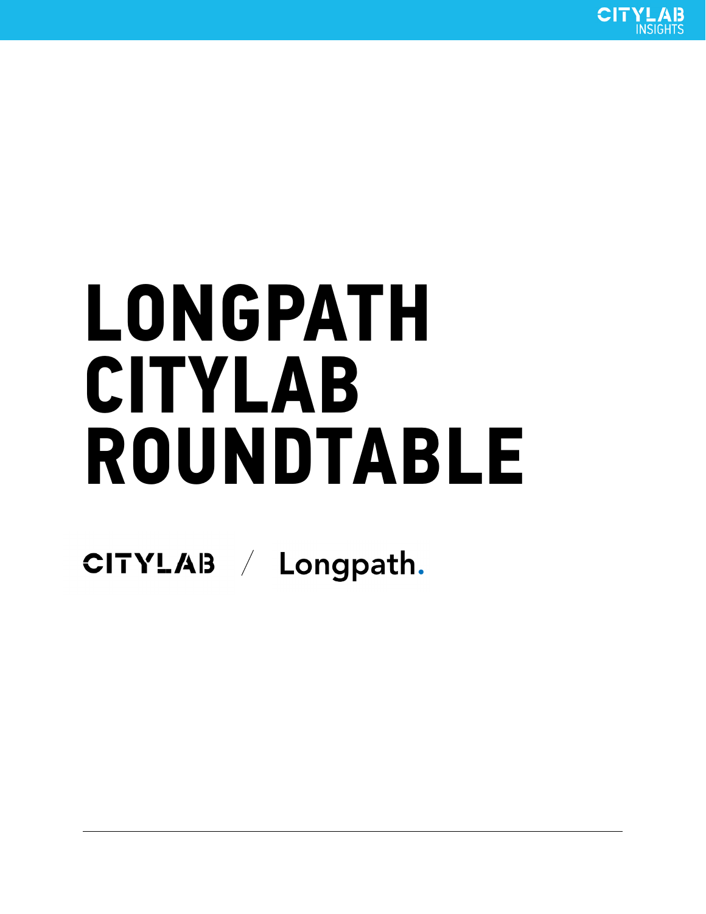# LONGPATH CITYLAB ROUNDTABLE

CITYLAB / Longpath.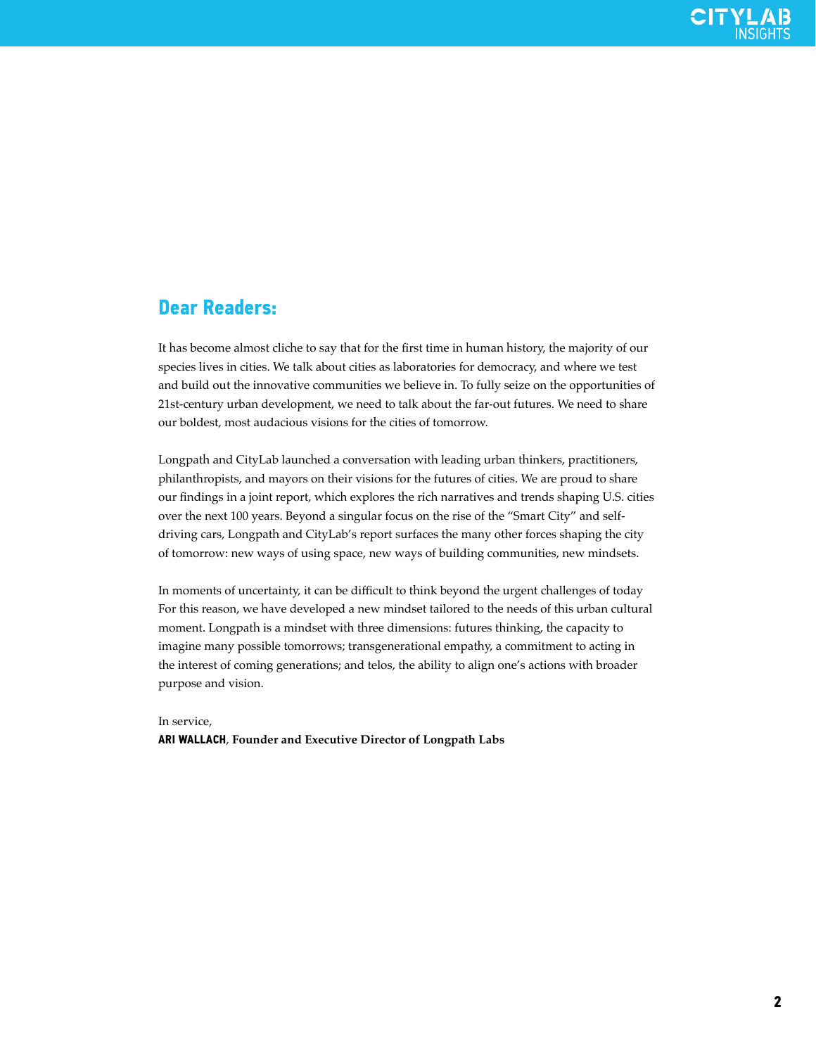## Dear Readers:

It has become almost cliche to say that for the first time in human history, the majority of our species lives in cities. We talk about cities as laboratories for democracy, and where we test and build out the innovative communities we believe in. To fully seize on the opportunities of 21st-century urban development, we need to talk about the far-out futures. We need to share our boldest, most audacious visions for the cities of tomorrow.

Longpath and CityLab launched a conversation with leading urban thinkers, practitioners, philanthropists, and mayors on their visions for the futures of cities. We are proud to share our findings in a joint report, which explores the rich narratives and trends shaping U.S. cities over the next 100 years. Beyond a singular focus on the rise of the "Smart City" and self-driving cars, Longpath and CityLab's report surfaces the many other forces shaping the city of tomorrow: new ways of using space, new ways of building communities, new mindsets.

In moments of uncertainty, it can be difficult to think beyond the urgent challenges of today For this reason, we have developed a new mindset tailored to the needs of this urban cultural moment. Longpath is a mindset with three dimensions: futures thinking, the capacity to imagine many possible tomorrows; transgenerational empathy, a commitment to acting in the interest of coming generations; and telos, the ability to align one's actions with broader purpose and vision.

In service,
**ARI WALLACH, Founder and Executive Director of Longpath Labs**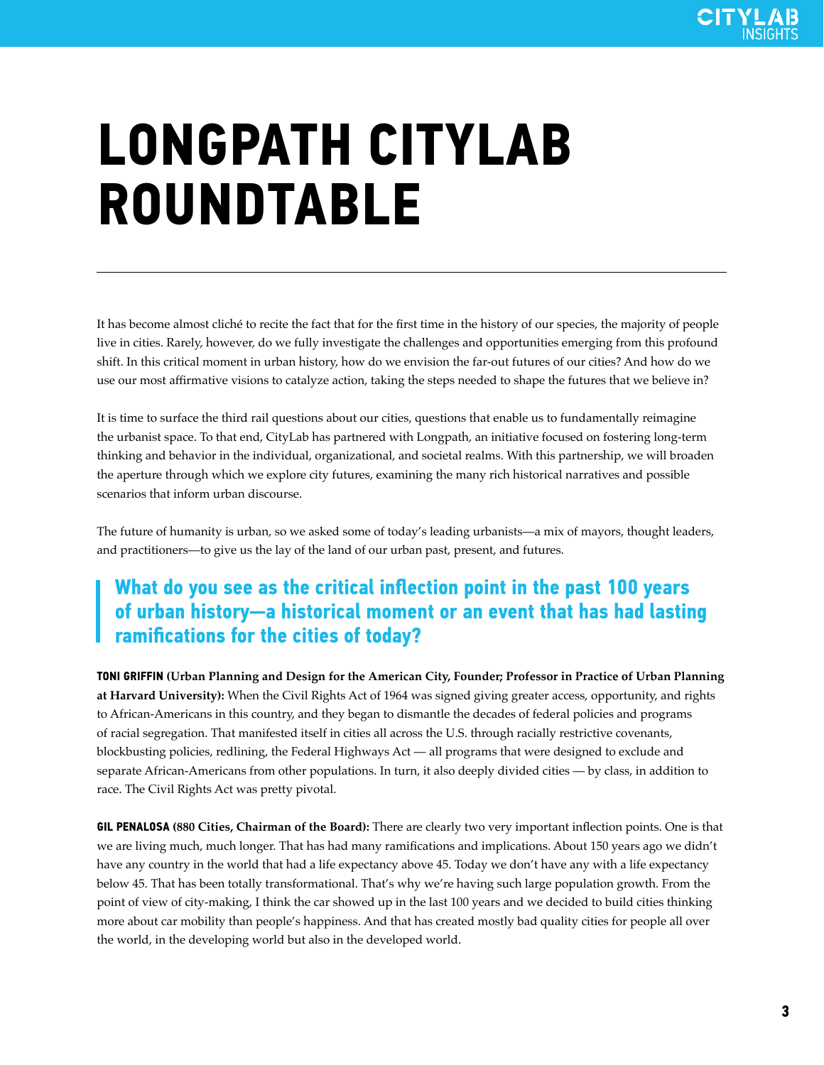# LONGPATH CITYLAB ROUNDTABLE

It has become almost cliché to recite the fact that for the first time in the history of our species, the majority of people live in cities. Rarely, however, do we fully investigate the challenges and opportunities emerging from this profound shift. In this critical moment in urban history, how do we envision the far-out futures of our cities? And how do we use our most affirmative visions to catalyze action, taking the steps needed to shape the futures that we believe in?

It is time to surface the third rail questions about our cities, questions that enable us to fundamentally reimagine the urbanist space. To that end, CityLab has partnered with Longpath, an initiative focused on fostering long-term thinking and behavior in the individual, organizational, and societal realms. With this partnership, we will broaden the aperture through which we explore city futures, examining the many rich historical narratives and possible scenarios that inform urban discourse.

The future of humanity is urban, so we asked some of today's leading urbanists—a mix of mayors, thought leaders, and practitioners—to give us the lay of the land of our urban past, present, and futures.

## What do you see as the critical inflection point in the past 100 years of urban history—a historical moment or an event that has had lasting ramifications for the cities of today?

**TONI GRIFFIN (Urban Planning and Design for the American City, Founder; Professor in Practice of Urban Planning at Harvard University):** When the Civil Rights Act of 1964 was signed giving greater access, opportunity, and rights to African-Americans in this country, and they began to dismantle the decades of federal policies and programs of racial segregation. That manifested itself in cities all across the U.S. through racially restrictive covenants, blockbusting policies, redlining, the Federal Highways Act — all programs that were designed to exclude and separate African-Americans from other populations. In turn, it also deeply divided cities — by class, in addition to race. The Civil Rights Act was pretty pivotal.

**GIL PENALOSA (880 Cities, Chairman of the Board):** There are clearly two very important inflection points. One is that we are living much, much longer. That has had many ramifications and implications. About 150 years ago we didn't have any country in the world that had a life expectancy above 45. Today we don't have any with a life expectancy below 45. That has been totally transformational. That's why we're having such large population growth. From the point of view of city-making, I think the car showed up in the last 100 years and we decided to build cities thinking more about car mobility than people's happiness. And that has created mostly bad quality cities for people all over the world, in the developing world but also in the developed world.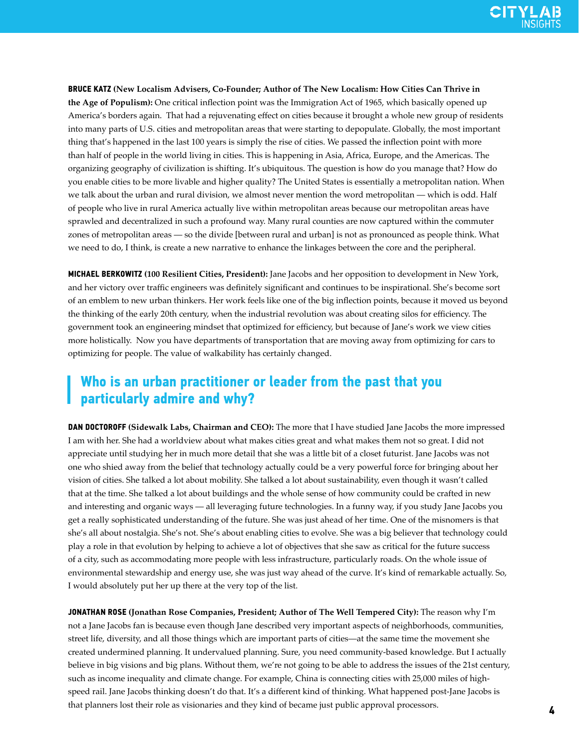**BRUCE KATZ (New Localism Advisers, Co-Founder; Author of The New Localism: How Cities Can Thrive in the Age of Populism):** One critical inflection point was the Immigration Act of 1965, which basically opened up America's borders again. That had a rejuvenating effect on cities because it brought a whole new group of residents into many parts of U.S. cities and metropolitan areas that were starting to depopulate. Globally, the most important thing that's happened in the last 100 years is simply the rise of cities. We passed the inflection point with more than half of people in the world living in cities. This is happening in Asia, Africa, Europe, and the Americas. The organizing geography of civilization is shifting. It's ubiquitous. The question is how do you manage that? How do you enable cities to be more livable and higher quality? The United States is essentially a metropolitan nation. When we talk about the urban and rural division, we almost never mention the word metropolitan — which is odd. Half of people who live in rural America actually live within metropolitan areas because our metropolitan areas have sprawled and decentralized in such a profound way. Many rural counties are now captured within the commuter zones of metropolitan areas — so the divide [between rural and urban] is not as pronounced as people think. What we need to do, I think, is create a new narrative to enhance the linkages between the core and the peripheral.

**MICHAEL BERKOWITZ (100 Resilient Cities, President):** Jane Jacobs and her opposition to development in New York, and her victory over traffic engineers was definitely significant and continues to be inspirational. She's become sort of an emblem to new urban thinkers. Her work feels like one of the big inflection points, because it moved us beyond the thinking of the early 20th century, when the industrial revolution was about creating silos for efficiency. The government took an engineering mindset that optimized for efficiency, but because of Jane's work we view cities more holistically. Now you have departments of transportation that are moving away from optimizing for cars to optimizing for people. The value of walkability has certainly changed.

## Who is an urban practitioner or leader from the past that you particularly admire and why?

**DAN DOCTOROFF (Sidewalk Labs, Chairman and CEO):** The more that I have studied Jane Jacobs the more impressed I am with her. She had a worldview about what makes cities great and what makes them not so great. I did not appreciate until studying her in much more detail that she was a little bit of a closet futurist. Jane Jacobs was not one who shied away from the belief that technology actually could be a very powerful force for bringing about her vision of cities. She talked a lot about mobility. She talked a lot about sustainability, even though it wasn't called that at the time. She talked a lot about buildings and the whole sense of how community could be crafted in new and interesting and organic ways — all leveraging future technologies. In a funny way, if you study Jane Jacobs you get a really sophisticated understanding of the future. She was just ahead of her time. One of the misnomers is that she's all about nostalgia. She's not. She's about enabling cities to evolve. She was a big believer that technology could play a role in that evolution by helping to achieve a lot of objectives that she saw as critical for the future success of a city, such as accommodating more people with less infrastructure, particularly roads. On the whole issue of environmental stewardship and energy use, she was just way ahead of the curve. It's kind of remarkable actually. So, I would absolutely put her up there at the very top of the list.

**JONATHAN ROSE (Jonathan Rose Companies, President; Author of The Well Tempered City):** The reason why I'm not a Jane Jacobs fan is because even though Jane described very important aspects of neighborhoods, communities, street life, diversity, and all those things which are important parts of cities—at the same time the movement she created undermined planning. It undervalued planning. Sure, you need community-based knowledge. But I actually believe in big visions and big plans. Without them, we're not going to be able to address the issues of the 21st century, such as income inequality and climate change. For example, China is connecting cities with 25,000 miles of high-speed rail. Jane Jacobs thinking doesn't do that. It's a different kind of thinking. What happened post-Jane Jacobs is that planners lost their role as visionaries and they kind of became just public approval processors.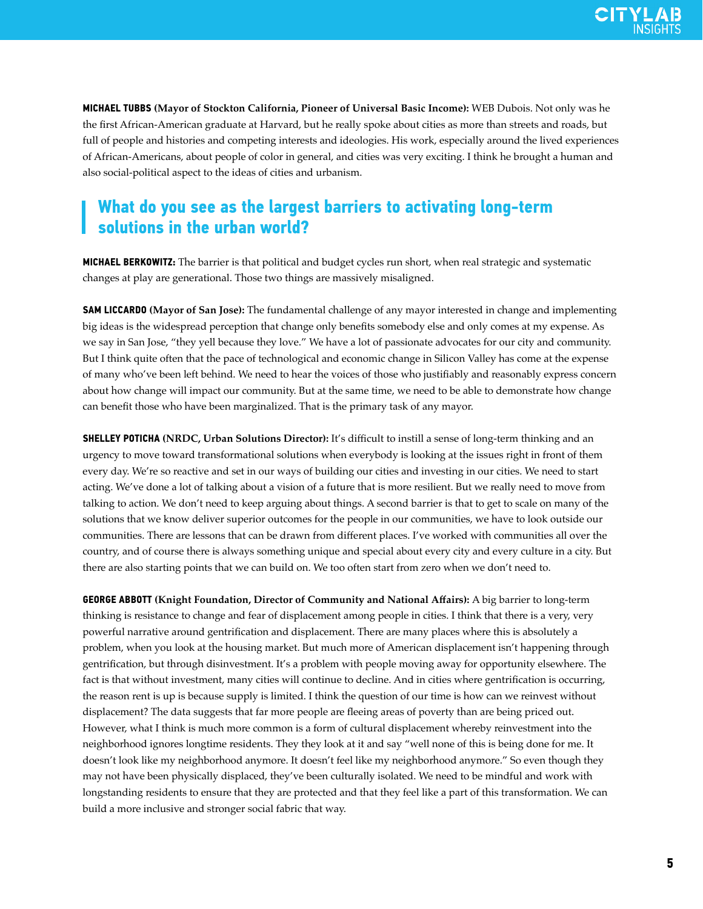**MICHAEL TUBBS (Mayor of Stockton California, Pioneer of Universal Basic Income):** WEB Dubois. Not only was he the first African-American graduate at Harvard, but he really spoke about cities as more than streets and roads, but full of people and histories and competing interests and ideologies. His work, especially around the lived experiences of African-Americans, about people of color in general, and cities was very exciting. I think he brought a human and also social-political aspect to the ideas of cities and urbanism.

## What do you see as the largest barriers to activating long-term solutions in the urban world?

**MICHAEL BERKOWITZ:** The barrier is that political and budget cycles run short, when real strategic and systematic changes at play are generational. Those two things are massively misaligned.

**SAM LICCARDO (Mayor of San Jose):** The fundamental challenge of any mayor interested in change and implementing big ideas is the widespread perception that change only benefits somebody else and only comes at my expense. As we say in San Jose, "they yell because they love." We have a lot of passionate advocates for our city and community. But I think quite often that the pace of technological and economic change in Silicon Valley has come at the expense of many who've been left behind. We need to hear the voices of those who justifiably and reasonably express concern about how change will impact our community. But at the same time, we need to be able to demonstrate how change can benefit those who have been marginalized. That is the primary task of any mayor.

**SHELLEY POTICHA (NRDC, Urban Solutions Director):** It's difficult to instill a sense of long-term thinking and an urgency to move toward transformational solutions when everybody is looking at the issues right in front of them every day. We're so reactive and set in our ways of building our cities and investing in our cities. We need to start acting. We've done a lot of talking about a vision of a future that is more resilient. But we really need to move from talking to action. We don't need to keep arguing about things. A second barrier is that to get to scale on many of the solutions that we know deliver superior outcomes for the people in our communities, we have to look outside our communities. There are lessons that can be drawn from different places. I've worked with communities all over the country, and of course there is always something unique and special about every city and every culture in a city. But there are also starting points that we can build on. We too often start from zero when we don't need to.

**GEORGE ABBOTT (Knight Foundation, Director of Community and National Affairs):** A big barrier to long-term thinking is resistance to change and fear of displacement among people in cities. I think that there is a very, very powerful narrative around gentrification and displacement. There are many places where this is absolutely a problem, when you look at the housing market. But much more of American displacement isn't happening through gentrification, but through disinvestment. It's a problem with people moving away for opportunity elsewhere. The fact is that without investment, many cities will continue to decline. And in cities where gentrification is occurring, the reason rent is up is because supply is limited. I think the question of our time is how can we reinvest without displacement? The data suggests that far more people are fleeing areas of poverty than are being priced out. However, what I think is much more common is a form of cultural displacement whereby reinvestment into the neighborhood ignores longtime residents. They they look at it and say "well none of this is being done for me. It doesn't look like my neighborhood anymore. It doesn't feel like my neighborhood anymore." So even though they may not have been physically displaced, they've been culturally isolated. We need to be mindful and work with longstanding residents to ensure that they are protected and that they feel like a part of this transformation. We can build a more inclusive and stronger social fabric that way.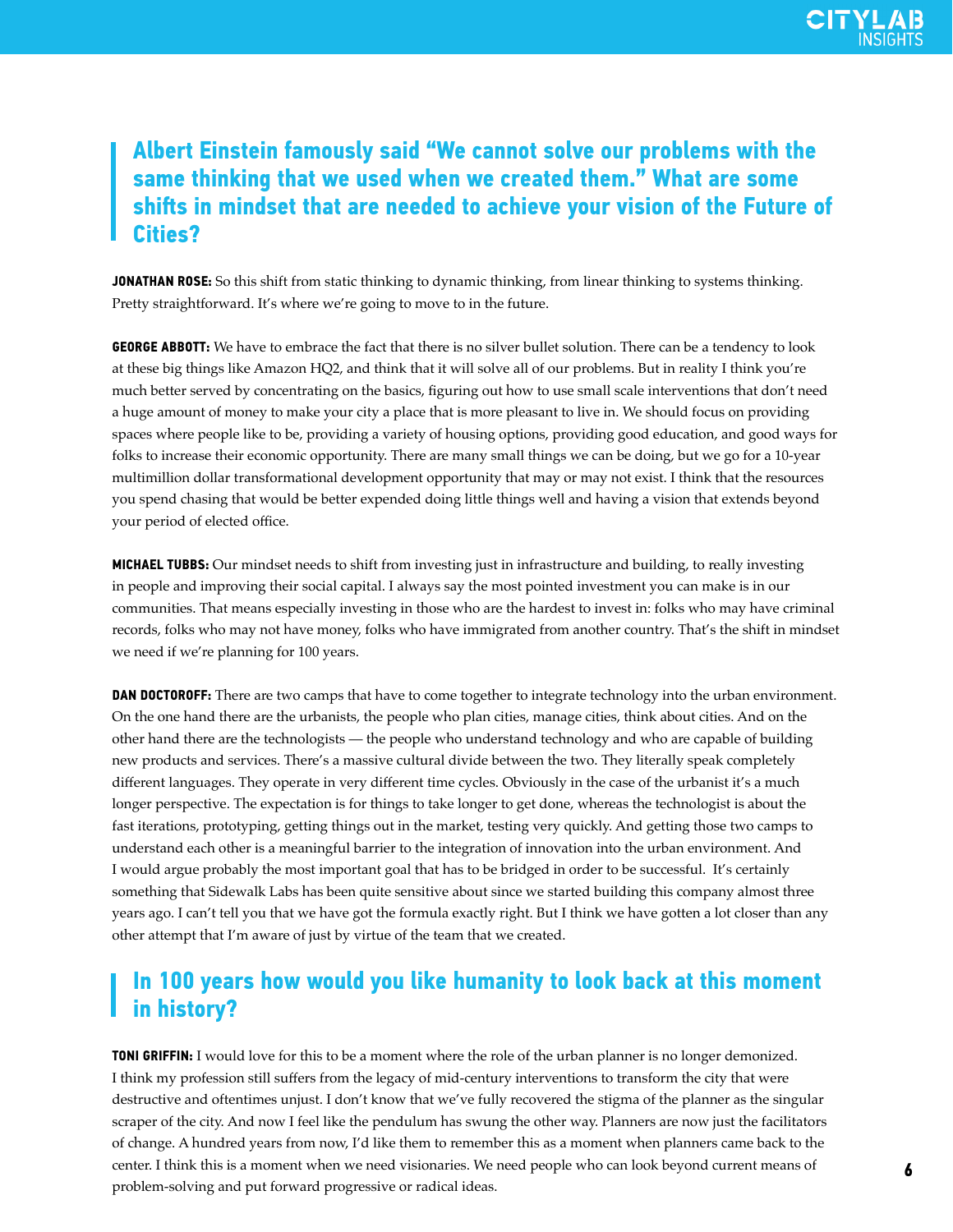## Albert Einstein famously said “We cannot solve our problems with the same thinking that we used when we created them.” What are some shifts in mindset that are needed to achieve your vision of the Future of Cities?

**JONATHAN ROSE:** So this shift from static thinking to dynamic thinking, from linear thinking to systems thinking. Pretty straightforward. It’s where we’re going to move to in the future.

**GEORGE ABBOTT:** We have to embrace the fact that there is no silver bullet solution. There can be a tendency to look at these big things like Amazon HQ2, and think that it will solve all of our problems. But in reality I think you’re much better served by concentrating on the basics, figuring out how to use small scale interventions that don’t need a huge amount of money to make your city a place that is more pleasant to live in. We should focus on providing spaces where people like to be, providing a variety of housing options, providing good education, and good ways for folks to increase their economic opportunity. There are many small things we can be doing, but we go for a 10-year multimillion dollar transformational development opportunity that may or may not exist. I think that the resources you spend chasing that would be better expended doing little things well and having a vision that extends beyond your period of elected office.

**MICHAEL TUBBS:** Our mindset needs to shift from investing just in infrastructure and building, to really investing in people and improving their social capital. I always say the most pointed investment you can make is in our communities. That means especially investing in those who are the hardest to invest in: folks who may have criminal records, folks who may not have money, folks who have immigrated from another country. That’s the shift in mindset we need if we’re planning for 100 years.

**DAN DOCTOROFF:** There are two camps that have to come together to integrate technology into the urban environment. On the one hand there are the urbanists, the people who plan cities, manage cities, think about cities. And on the other hand there are the technologists — the people who understand technology and who are capable of building new products and services. There’s a massive cultural divide between the two. They literally speak completely different languages. They operate in very different time cycles. Obviously in the case of the urbanist it’s a much longer perspective. The expectation is for things to take longer to get done, whereas the technologist is about the fast iterations, prototyping, getting things out in the market, testing very quickly. And getting those two camps to understand each other is a meaningful barrier to the integration of innovation into the urban environment. And I would argue probably the most important goal that has to be bridged in order to be successful. It’s certainly something that Sidewalk Labs has been quite sensitive about since we started building this company almost three years ago. I can’t tell you that we have got the formula exactly right. But I think we have gotten a lot closer than any other attempt that I’m aware of just by virtue of the team that we created.

## In 100 years how would you like humanity to look back at this moment in history?

**TONI GRIFFIN:** I would love for this to be a moment where the role of the urban planner is no longer demonized. I think my profession still suffers from the legacy of mid-century interventions to transform the city that were destructive and oftentimes unjust. I don’t know that we’ve fully recovered the stigma of the planner as the singular scraper of the city. And now I feel like the pendulum has swung the other way. Planners are now just the facilitators of change. A hundred years from now, I’d like them to remember this as a moment when planners came back to the center. I think this is a moment when we need visionaries. We need people who can look beyond current means of problem-solving and put forward progressive or radical ideas.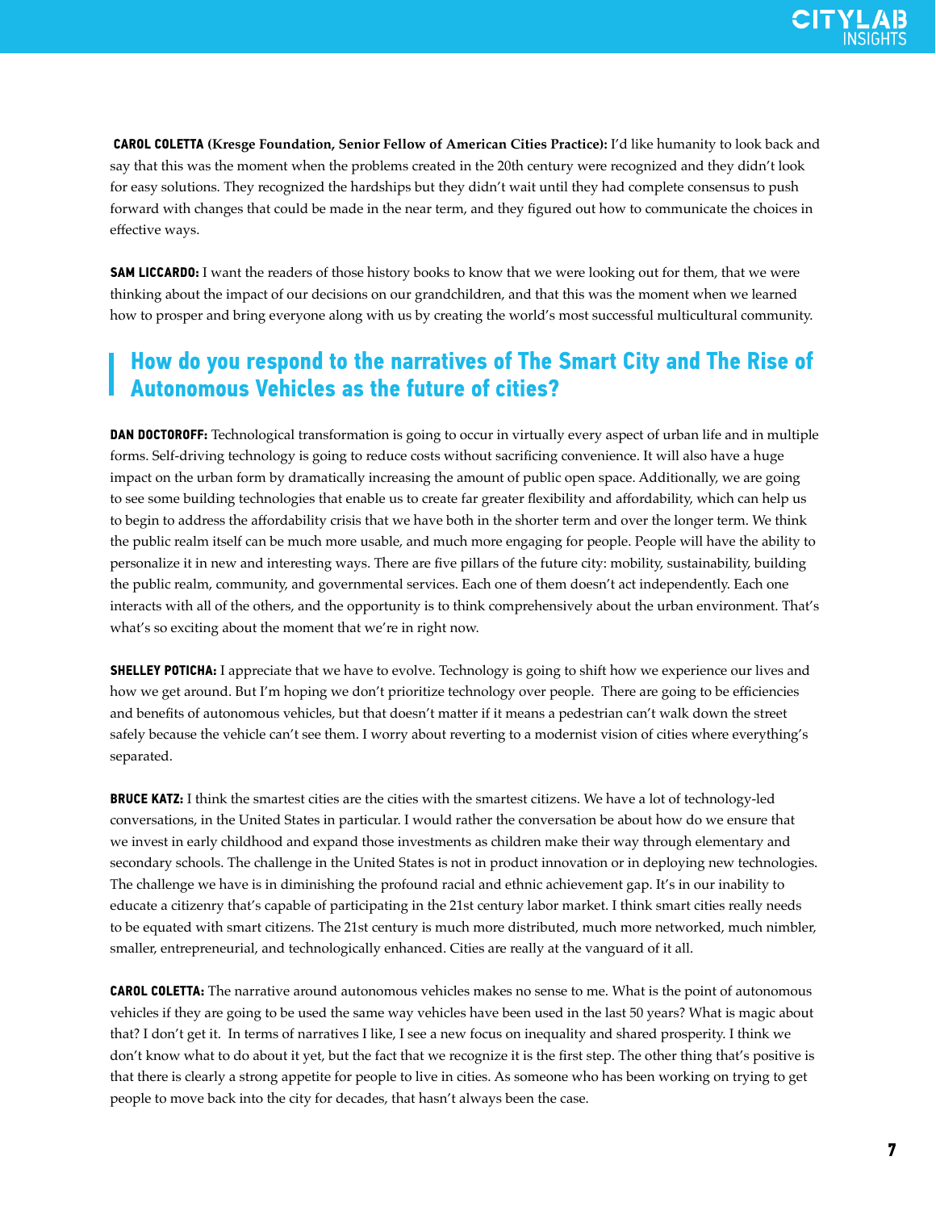**CAROL COLETTA (Kresge Foundation, Senior Fellow of American Cities Practice):** I'd like humanity to look back and say that this was the moment when the problems created in the 20th century were recognized and they didn't look for easy solutions. They recognized the hardships but they didn't wait until they had complete consensus to push forward with changes that could be made in the near term, and they figured out how to communicate the choices in effective ways.

**SAM LICCARDO:** I want the readers of those history books to know that we were looking out for them, that we were thinking about the impact of our decisions on our grandchildren, and that this was the moment when we learned how to prosper and bring everyone along with us by creating the world's most successful multicultural community.

## How do you respond to the narratives of The Smart City and The Rise of Autonomous Vehicles as the future of cities?

**DAN DOCTOROFF:** Technological transformation is going to occur in virtually every aspect of urban life and in multiple forms. Self-driving technology is going to reduce costs without sacrificing convenience. It will also have a huge impact on the urban form by dramatically increasing the amount of public open space. Additionally, we are going to see some building technologies that enable us to create far greater flexibility and affordability, which can help us to begin to address the affordability crisis that we have both in the shorter term and over the longer term. We think the public realm itself can be much more usable, and much more engaging for people. People will have the ability to personalize it in new and interesting ways. There are five pillars of the future city: mobility, sustainability, building the public realm, community, and governmental services. Each one of them doesn't act independently. Each one interacts with all of the others, and the opportunity is to think comprehensively about the urban environment. That's what's so exciting about the moment that we're in right now.

**SHELLEY POTICHA:** I appreciate that we have to evolve. Technology is going to shift how we experience our lives and how we get around. But I'm hoping we don't prioritize technology over people. There are going to be efficiencies and benefits of autonomous vehicles, but that doesn't matter if it means a pedestrian can't walk down the street safely because the vehicle can't see them. I worry about reverting to a modernist vision of cities where everything's separated.

**BRUCE KATZ:** I think the smartest cities are the cities with the smartest citizens. We have a lot of technology-led conversations, in the United States in particular. I would rather the conversation be about how do we ensure that we invest in early childhood and expand those investments as children make their way through elementary and secondary schools. The challenge in the United States is not in product innovation or in deploying new technologies. The challenge we have is in diminishing the profound racial and ethnic achievement gap. It's in our inability to educate a citizenry that's capable of participating in the 21st century labor market. I think smart cities really needs to be equated with smart citizens. The 21st century is much more distributed, much more networked, much nimbler, smaller, entrepreneurial, and technologically enhanced. Cities are really at the vanguard of it all.

**CAROL COLETTA:** The narrative around autonomous vehicles makes no sense to me. What is the point of autonomous vehicles if they are going to be used the same way vehicles have been used in the last 50 years? What is magic about that? I don't get it. In terms of narratives I like, I see a new focus on inequality and shared prosperity. I think we don't know what to do about it yet, but the fact that we recognize it is the first step. The other thing that's positive is that there is clearly a strong appetite for people to live in cities. As someone who has been working on trying to get people to move back into the city for decades, that hasn't always been the case.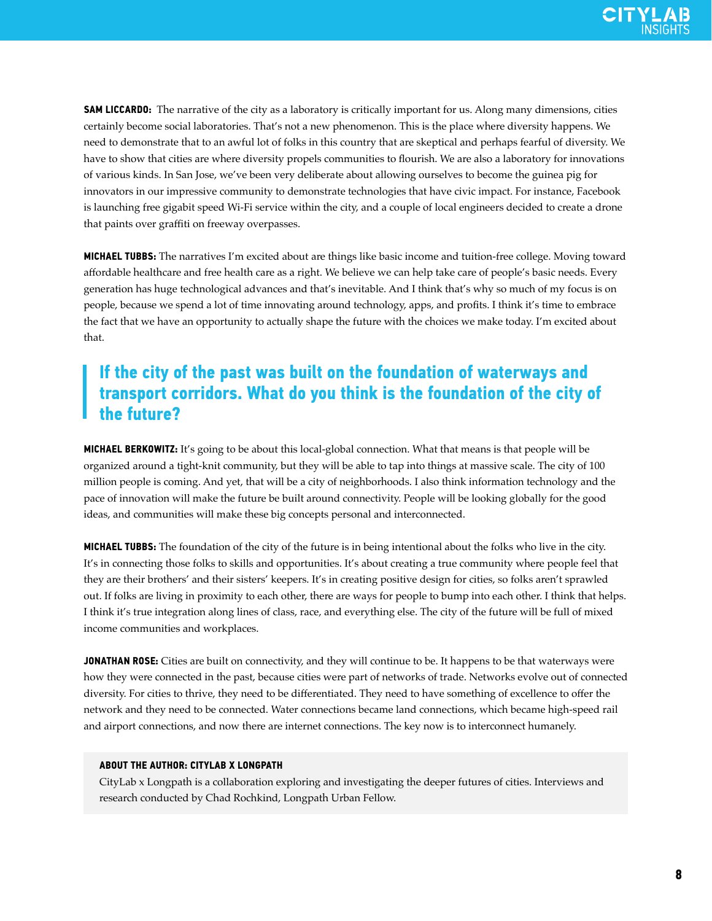**SAM LICCARDO:** The narrative of the city as a laboratory is critically important for us. Along many dimensions, cities certainly become social laboratories. That's not a new phenomenon. This is the place where diversity happens. We need to demonstrate that to an awful lot of folks in this country that are skeptical and perhaps fearful of diversity. We have to show that cities are where diversity propels communities to flourish. We are also a laboratory for innovations of various kinds. In San Jose, we've been very deliberate about allowing ourselves to become the guinea pig for innovators in our impressive community to demonstrate technologies that have civic impact. For instance, Facebook is launching free gigabit speed Wi-Fi service within the city, and a couple of local engineers decided to create a drone that paints over graffiti on freeway overpasses.

**MICHAEL TUBBS:** The narratives I'm excited about are things like basic income and tuition-free college. Moving toward affordable healthcare and free health care as a right. We believe we can help take care of people's basic needs. Every generation has huge technological advances and that's inevitable. And I think that's why so much of my focus is on people, because we spend a lot of time innovating around technology, apps, and profits. I think it's time to embrace the fact that we have an opportunity to actually shape the future with the choices we make today. I'm excited about that.

## If the city of the past was built on the foundation of waterways and transport corridors. What do you think is the foundation of the city of the future?

**MICHAEL BERKOWITZ:** It's going to be about this local-global connection. What that means is that people will be organized around a tight-knit community, but they will be able to tap into things at massive scale. The city of 100 million people is coming. And yet, that will be a city of neighborhoods. I also think information technology and the pace of innovation will make the future be built around connectivity. People will be looking globally for the good ideas, and communities will make these big concepts personal and interconnected.

**MICHAEL TUBBS:** The foundation of the city of the future is in being intentional about the folks who live in the city. It's in connecting those folks to skills and opportunities. It's about creating a true community where people feel that they are their brothers' and their sisters' keepers. It's in creating positive design for cities, so folks aren't sprawled out. If folks are living in proximity to each other, there are ways for people to bump into each other. I think that helps. I think it's true integration along lines of class, race, and everything else. The city of the future will be full of mixed income communities and workplaces.

**JONATHAN ROSE:** Cities are built on connectivity, and they will continue to be. It happens to be that waterways were how they were connected in the past, because cities were part of networks of trade. Networks evolve out of connected diversity. For cities to thrive, they need to be differentiated. They need to have something of excellence to offer the network and they need to be connected. Water connections became land connections, which became high-speed rail and airport connections, and now there are internet connections. The key now is to interconnect humanely.

**ABOUT THE AUTHOR: CITYLAB X LONGPATH**

CityLab x Longpath is a collaboration exploring and investigating the deeper futures of cities. Interviews and research conducted by Chad Rochkind, Longpath Urban Fellow.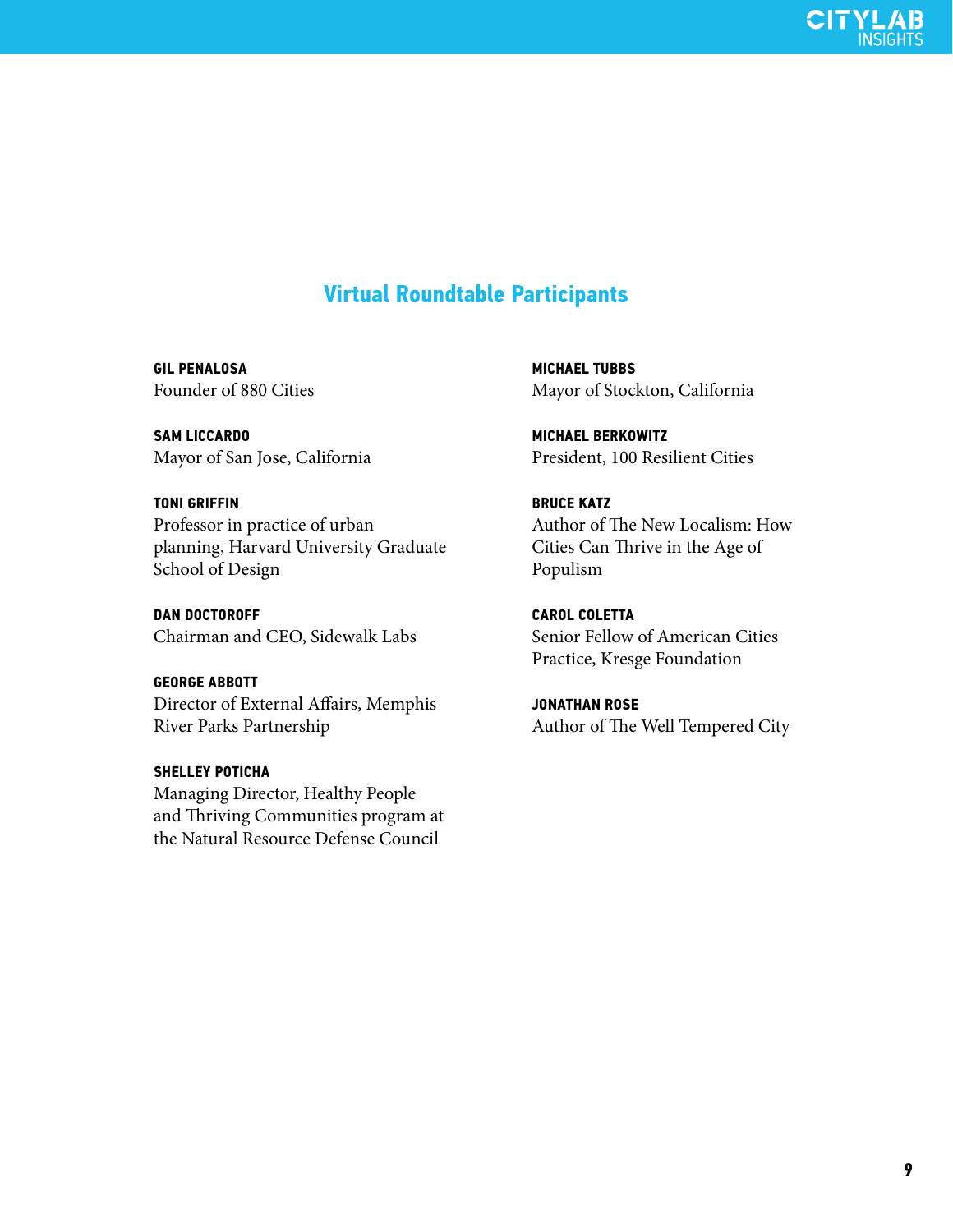## Virtual Roundtable Participants

**GIL PENALOSA**
Founder of 880 Cities

**SAM LICCARDO**
Mayor of San Jose, California

**TONI GRIFFIN**
Professor in practice of urban planning, Harvard University Graduate School of Design

**DAN DOCTOROFF**
Chairman and CEO, Sidewalk Labs

**GEORGE ABBOTT**
Director of External Affairs, Memphis River Parks Partnership

**SHELLEY POTICHA**
Managing Director, Healthy People and Thriving Communities program at the Natural Resource Defense Council

**MICHAEL TUBBS**
Mayor of Stockton, California

**MICHAEL BERKOWITZ**
President, 100 Resilient Cities

**BRUCE KATZ**
Author of The New Localism: How Cities Can Thrive in the Age of Populism

**CAROL COLETTA**
Senior Fellow of American Cities Practice, Kresge Foundation

**JONATHAN ROSE**
Author of The Well Tempered City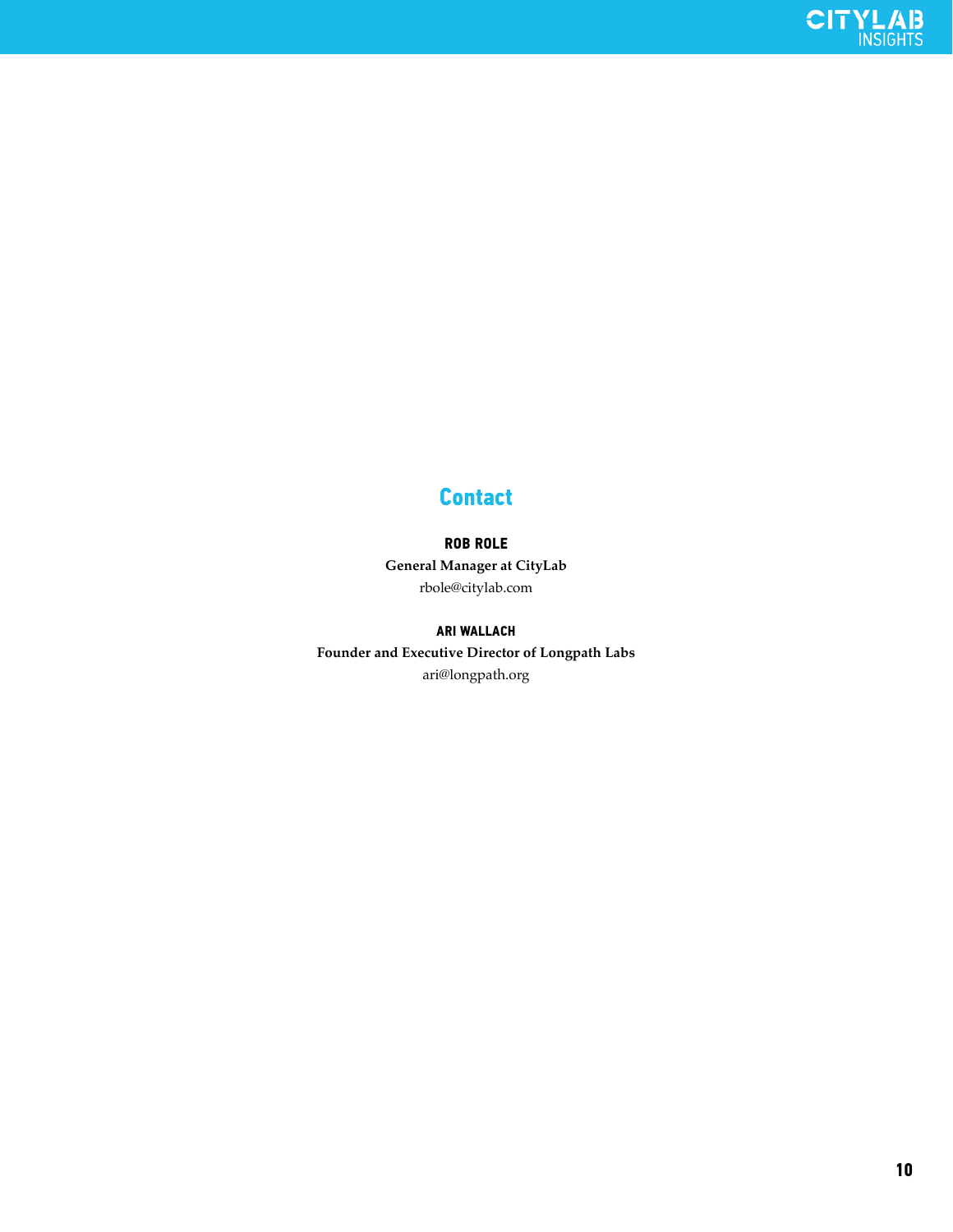## Contact

**ROB ROLE**

**General Manager at CityLab**

rbole@citylab.com

**ARI WALLACH**

**Founder and Executive Director of Longpath Labs**

ari@longpath.org